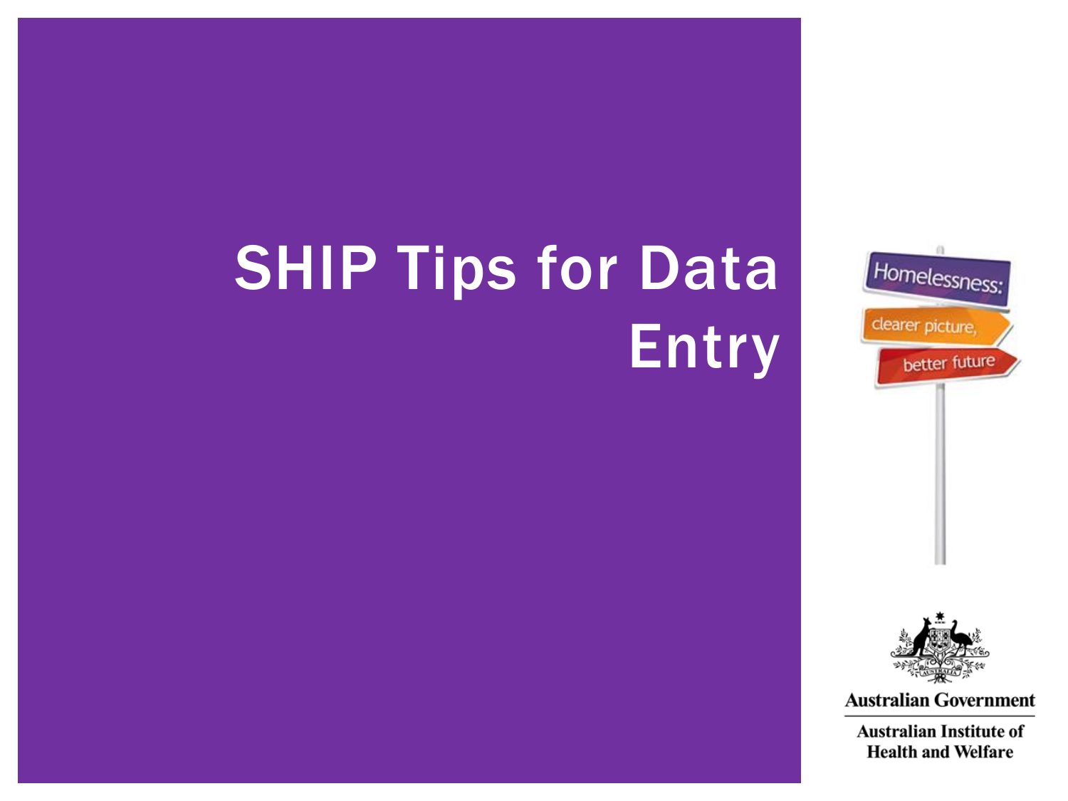# SHIP Tips for Data Entry

Homelessness: clearer picture, better future

Australian Government

Australian Institute of Health and Welfare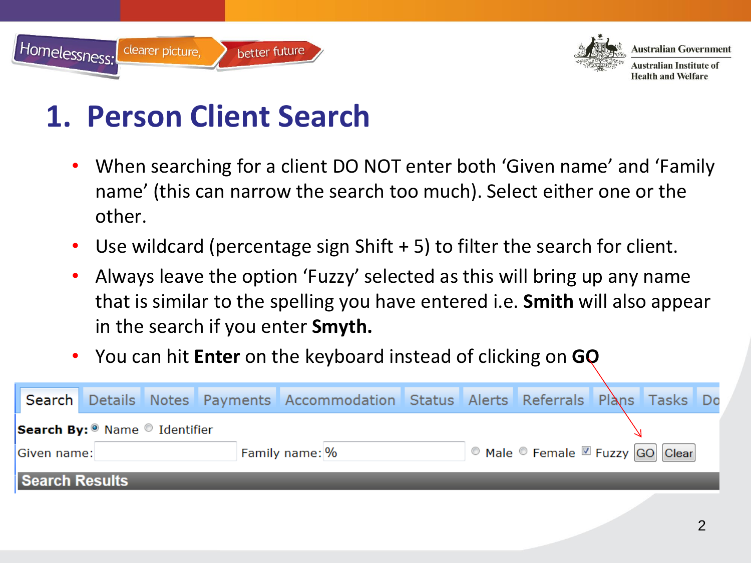# 1. Person Client Search

- When searching for a client DO NOT enter both 'Given name' and 'Family name' (this can narrow the search too much). Select either one or the other.
- Use wildcard (percentage sign Shift + 5) to filter the search for client.
- Always leave the option 'Fuzzy' selected as this will bring up any name that is similar to the spelling you have entered i.e. **Smith** will also appear in the search if you enter **Smyth.**
- You can hit **Enter** on the keyboard instead of clicking on **GO**

Search | Details | Notes | Payments | Accommodation | Status | Alerts | Referrals | Plans | Tasks | Do

**Search By:** Name Identifier

Given name: Family name: % Male Female Fuzzy GO Clear

**Search Results**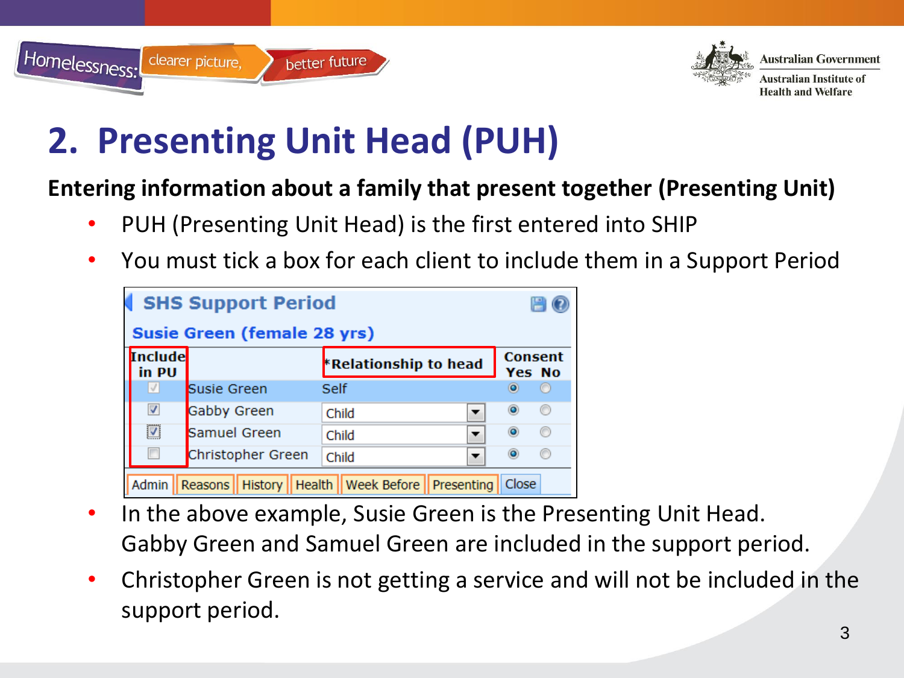# 2. Presenting Unit Head (PUH)

**Entering information about a family that present together (Presenting Unit)**

- PUH (Presenting Unit Head) is the first entered into SHIP
- You must tick a box for each client to include them in a Support Period

**SHS Support Period**

**Susie Green (female 28 yrs)**

| Include in PU | | *Relationship to head | Consent Yes | Consent No |
|---|---|---|---|---|
| ☑ | Susie Green | Self | ◉ | ○ |
| ☑ | Gabby Green | Child | ◉ | ○ |
| ☑ | Samuel Green | Child | ◉ | ○ |
| ☐ | Christopher Green | Child | ◉ | ○ |

Admin | Reasons | History | Health | Week Before | Presenting | Close

- In the above example, Susie Green is the Presenting Unit Head. Gabby Green and Samuel Green are included in the support period.
- Christopher Green is not getting a service and will not be included in the support period.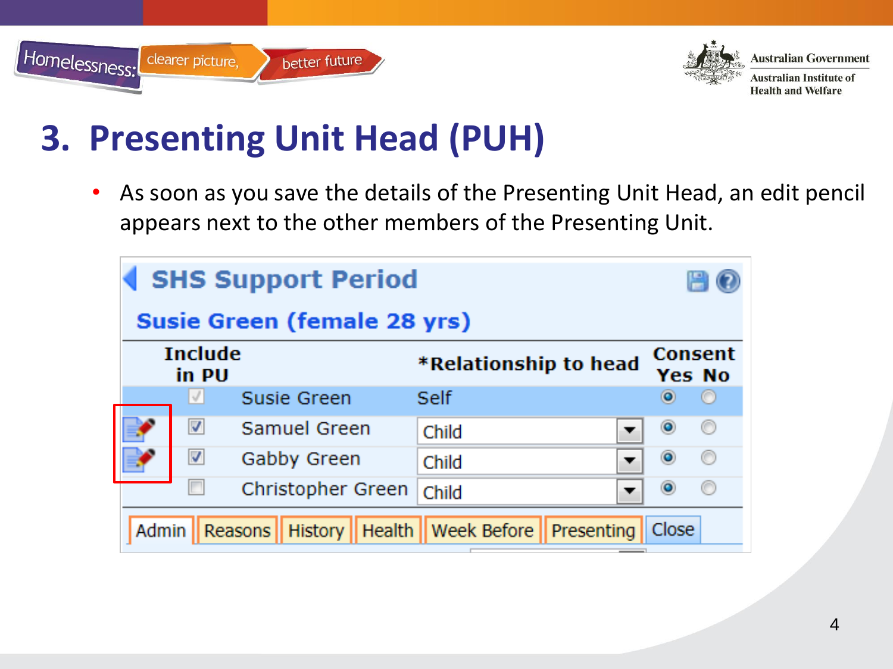# 3. Presenting Unit Head (PUH)

- As soon as you save the details of the Presenting Unit Head, an edit pencil appears next to the other members of the Presenting Unit.

## SHS Support Period

**Susie Green (female 28 yrs)**

| Include in PU | | *Relationship to head | Consent Yes | Consent No |
|---|---|---|---|---|
| ☑ | Susie Green | Self | ◉ | ○ |
| ☑ | Samuel Green | Child | ◉ | ○ |
| ☑ | Gabby Green | Child | ◉ | ○ |
| ☐ | Christopher Green | Child | ◉ | ○ |

Admin | Reasons | History | Health | Week Before | Presenting | Close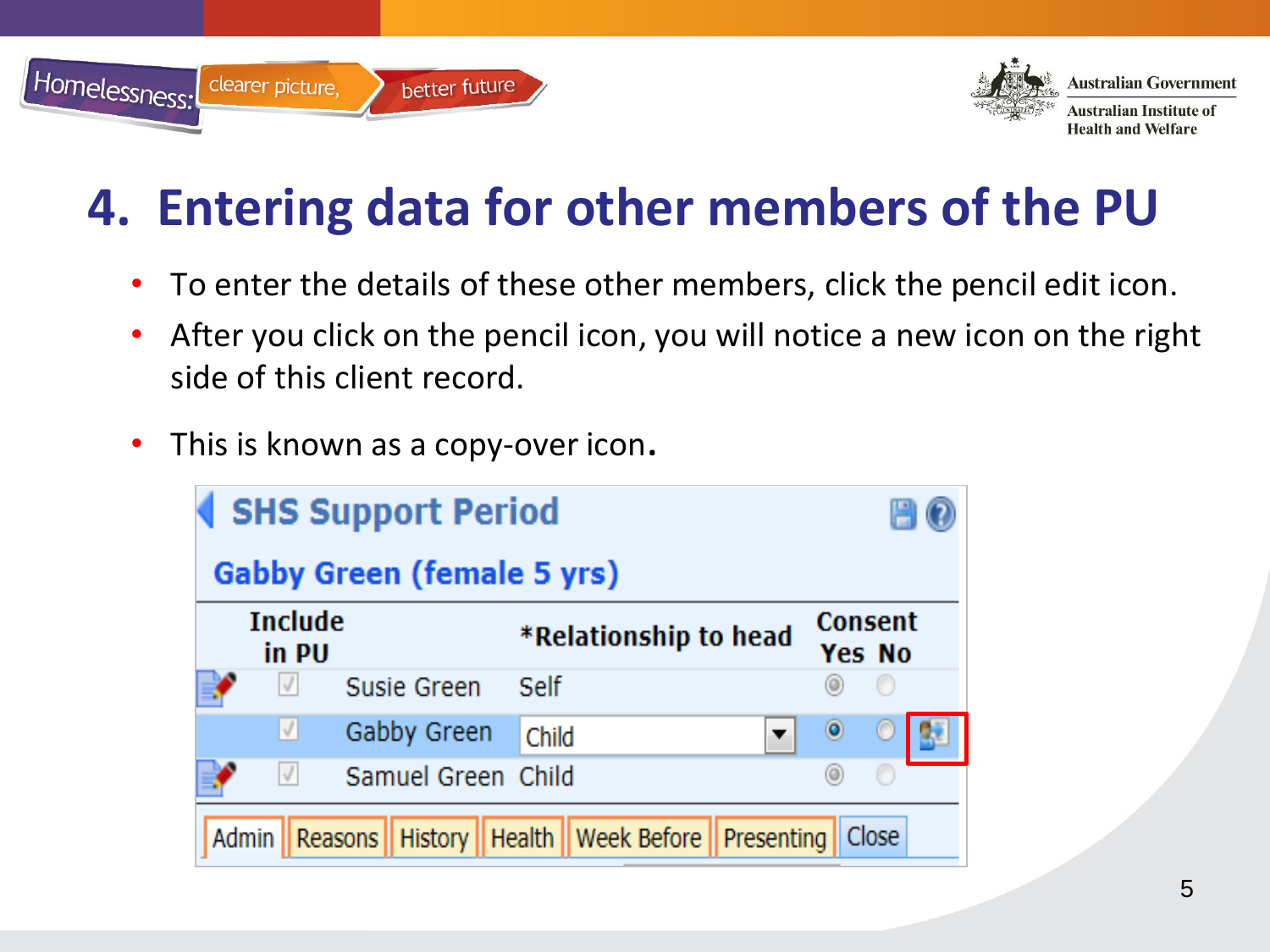# 4. Entering data for other members of the PU

- To enter the details of these other members, click the pencil edit icon.
- After you click on the pencil icon, you will notice a new icon on the right side of this client record.
- This is known as a copy-over icon.

**SHS Support Period**

**Gabby Green (female 5 yrs)**

| | Include in PU | | *Relationship to head | Consent Yes | Consent No | |
|---|---|---|---|---|---|---|
| | ✓ | Susie Green | Self | ◉ | ○ | |
| | ✓ | Gabby Green | Child | ◉ | ○ | |
| | ✓ | Samuel Green | Child | ◉ | ○ | |

Admin | Reasons | History | Health | Week Before | Presenting | Close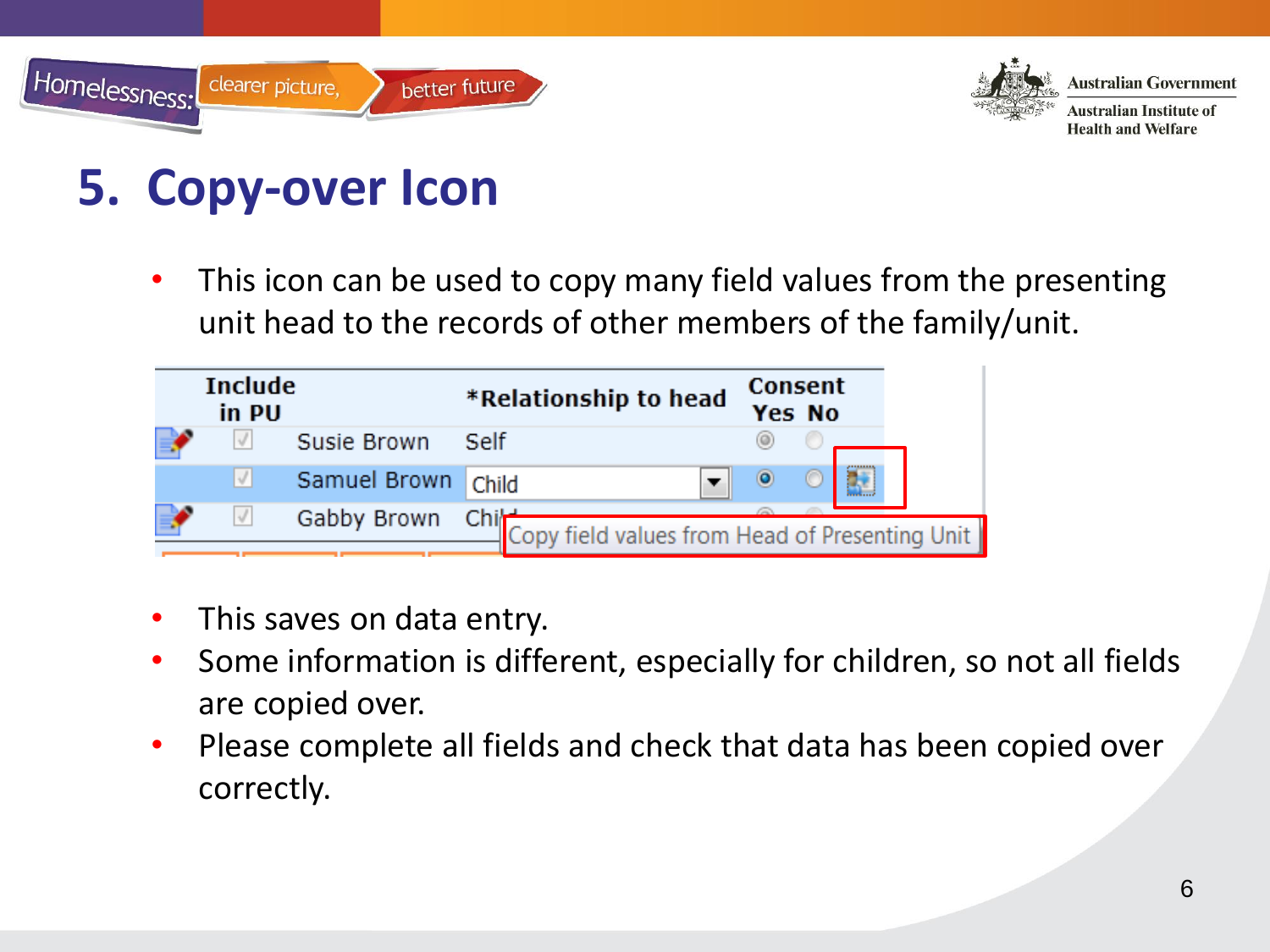# 5. Copy-over Icon

- This icon can be used to copy many field values from the presenting unit head to the records of other members of the family/unit.

| Include in PU | | *Relationship to head | Consent Yes | Consent No |
|---|---|---|---|---|
| ☑ | Susie Brown | Self | ◉ | ○ |
| ☑ | Samuel Brown | Child | ◉ | ○ |
| ☑ | Gabby Brown | Child | | |

Copy field values from Head of Presenting Unit

- This saves on data entry.
- Some information is different, especially for children, so not all fields are copied over.
- Please complete all fields and check that data has been copied over correctly.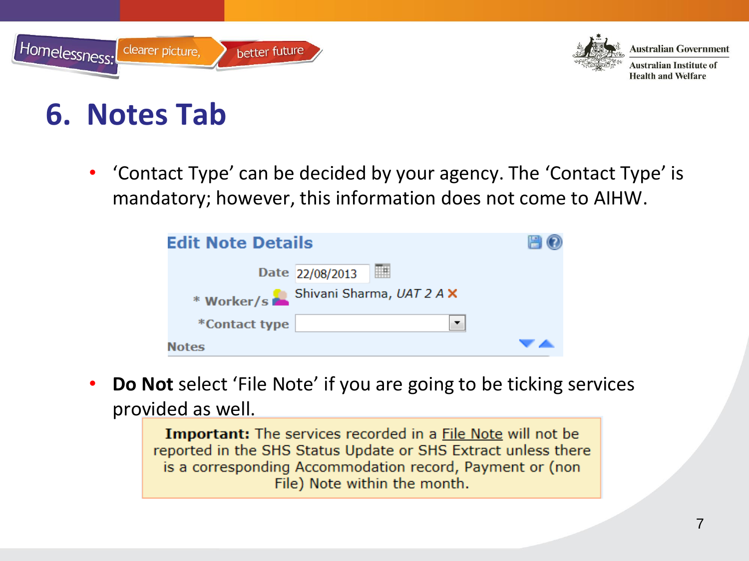# 6. Notes Tab

- 'Contact Type' can be decided by your agency. The 'Contact Type' is mandatory; however, this information does not come to AIHW.

**Edit Note Details**

Date 22/08/2013

* Worker/s Shivani Sharma, *UAT 2 A*

*Contact type

Notes

- **Do Not** select 'File Note' if you are going to be ticking services provided as well.

**Important:** The services recorded in a File Note will not be reported in the SHS Status Update or SHS Extract unless there is a corresponding Accommodation record, Payment or (non File) Note within the month.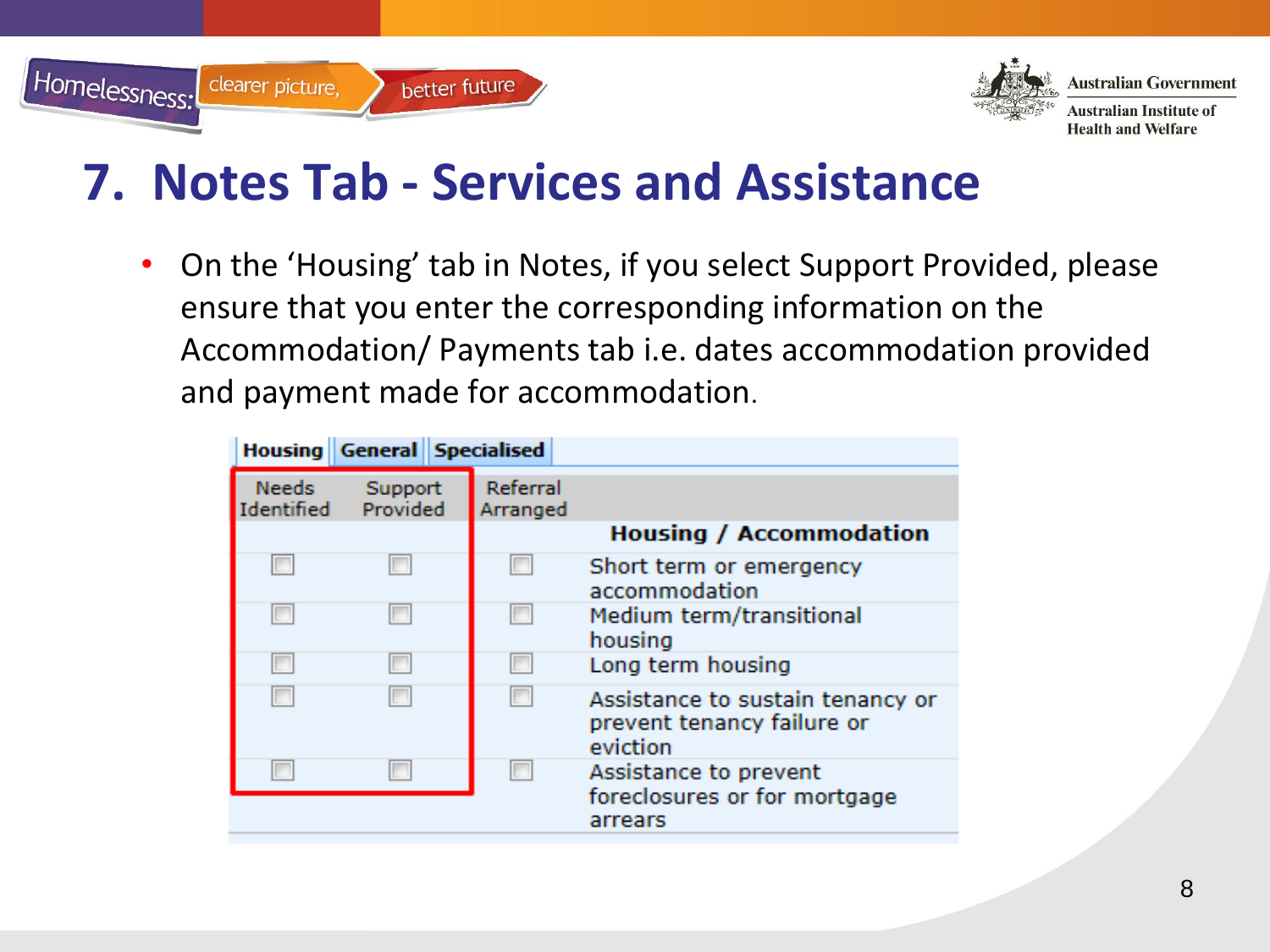# 7. Notes Tab - Services and Assistance

- On the 'Housing' tab in Notes, if you select Support Provided, please ensure that you enter the corresponding information on the Accommodation/ Payments tab i.e. dates accommodation provided and payment made for accommodation.

Housing | General | Specialised

| Needs Identified | Support Provided | Referral Arranged | Housing / Accommodation |
|---|---|---|---|
| ☐ | ☐ | ☐ | Short term or emergency accommodation |
| ☐ | ☐ | ☐ | Medium term/transitional housing |
| ☐ | ☐ | ☐ | Long term housing |
| ☐ | ☐ | ☐ | Assistance to sustain tenancy or prevent tenancy failure or eviction |
| ☐ | ☐ | ☐ | Assistance to prevent foreclosures or for mortgage arrears |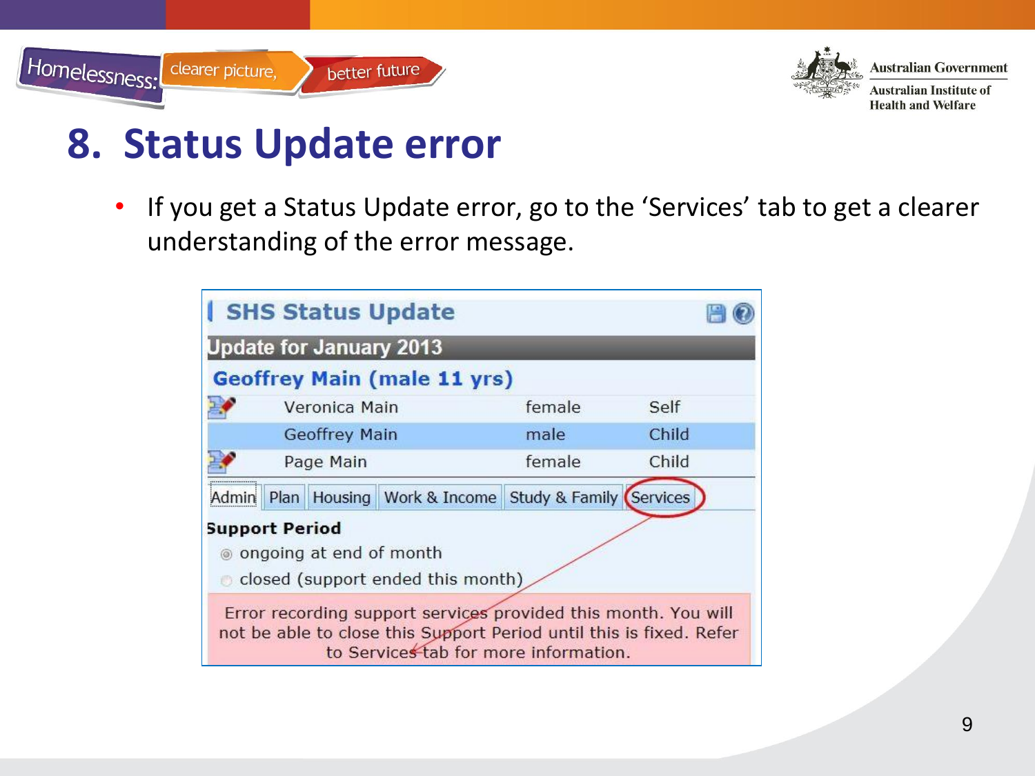# 8. Status Update error

- If you get a Status Update error, go to the ‘Services’ tab to get a clearer understanding of the error message.

**SHS Status Update**

**Update for January 2013**

**Geoffrey Main (male 11 yrs)**

| Name | Sex | Relationship |
|---|---|---|
| Veronica Main | female | Self |
| Geoffrey Main | male | Child |
| Page Main | female | Child |

Admin | Plan | Housing | Work & Income | Study & Family | Services

**Support Period**

- ongoing at end of month
- closed (support ended this month)

Error recording support services provided this month. You will not be able to close this Support Period until this is fixed. Refer to Services tab for more information.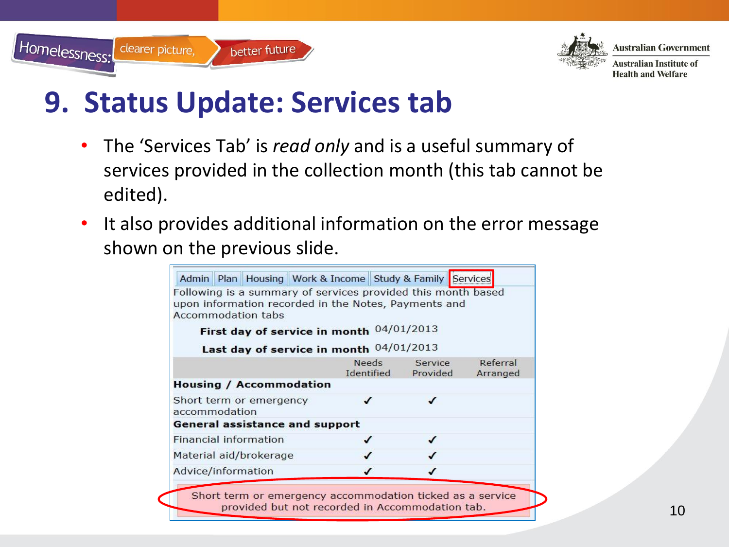# 9. Status Update: Services tab

- The 'Services Tab' is *read only* and is a useful summary of services provided in the collection month (this tab cannot be edited).
- It also provides additional information on the error message shown on the previous slide.

Admin | Plan | Housing | Work & Income | Study & Family | Services

Following is a summary of services provided this month based upon information recorded in the Notes, Payments and Accommodation tabs

**First day of service in month** 04/01/2013

**Last day of service in month** 04/01/2013

| | Needs Identified | Service Provided | Referral Arranged |
|---|---|---|---|
| **Housing / Accommodation** | | | |
| Short term or emergency accommodation | ✓ | ✓ | |
| **General assistance and support** | | | |
| Financial information | ✓ | ✓ | |
| Material aid/brokerage | ✓ | ✓ | |
| Advice/information | ✓ | ✓ | |

Short term or emergency accommodation ticked as a service provided but not recorded in Accommodation tab.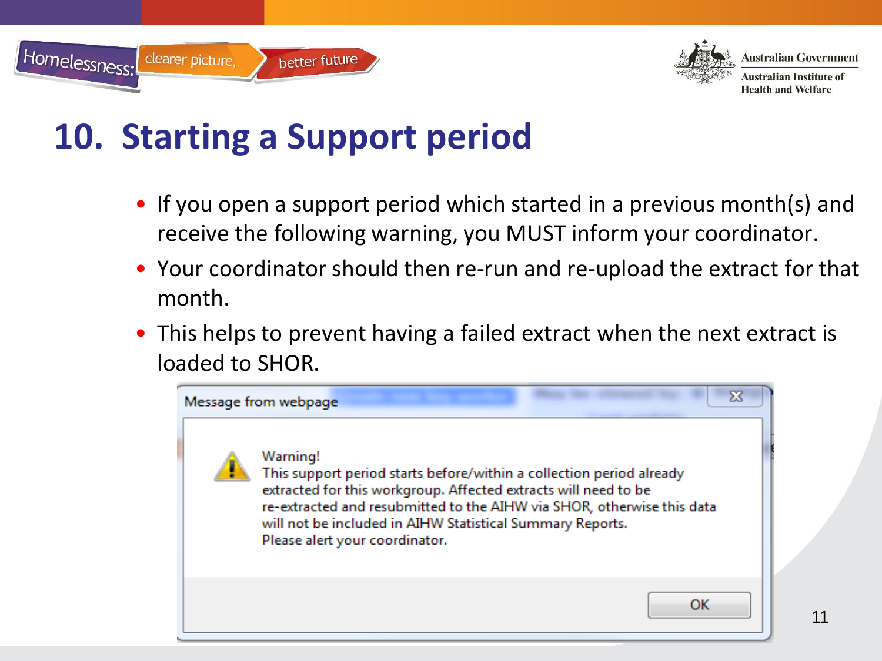# 10. Starting a Support period

- If you open a support period which started in a previous month(s) and receive the following warning, you MUST inform your coordinator.
- Your coordinator should then re-run and re-upload the extract for that month.
- This helps to prevent having a failed extract when the next extract is loaded to SHOR.

Message from webpage

Warning!
This support period starts before/within a collection period already extracted for this workgroup. Affected extracts will need to be re-extracted and resubmitted to the AIHW via SHOR, otherwise this data will not be included in AIHW Statistical Summary Reports.
Please alert your coordinator.

OK